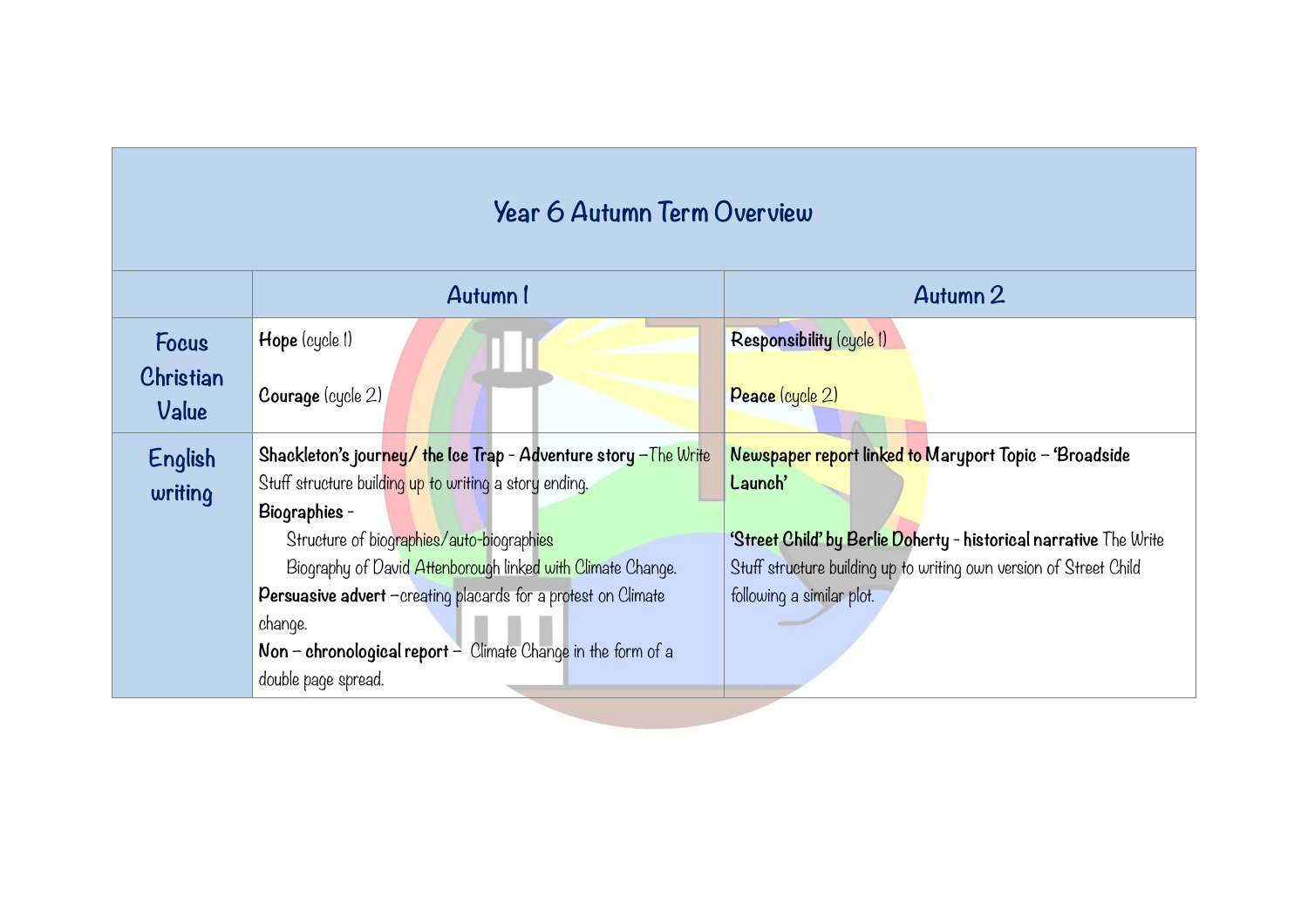| Year 6 Autumn Term Overview | | |
|---|---|---|
| | **Autumn 1** | **Autumn 2** |
| **Focus Christian Value** | **Hope** (cycle 1)<br><br>**Courage** (cycle 2) | **Responsibility** (cycle 1)<br><br>**Peace** (cycle 2) |
| **English writing** | **Shackleton's journey/ the Ice Trap - Adventure story** –The Write Stuff structure building up to writing a story ending.<br>**Biographies -**<br>Structure of biographies/auto-biographies<br>Biography of David Attenborough linked with Climate Change.<br>**Persuasive advert** –creating placards for a protest on Climate change.<br>**Non – chronological report** – Climate Change in the form of a double page spread. | **Newspaper report linked to Maryport Topic – 'Broadside Launch'**<br><br>**'Street Child' by Berlie Doherty - historical narrative** The Write Stuff structure building up to writing own version of Street Child following a similar plot. |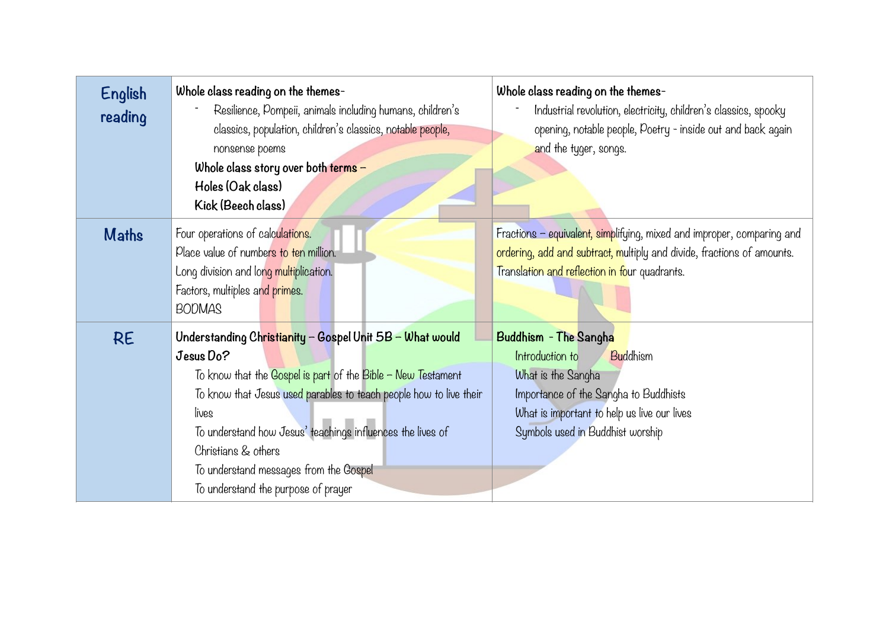| | | |
|---|---|---|
| **English reading** | **Whole class reading on the themes-**<br>- Resilience, Pompeii, animals including humans, children's classics, population, children's classics, notable people, nonsense poems<br>**Whole class story over both terms –**<br>**Holes (Oak class)**<br>**Kick (Beech class)** | **Whole class reading on the themes-**<br>- Industrial revolution, electricity, children's classics, spooky opening, notable people, Poetry - inside out and back again and the tyger, songs. |
| **Maths** | Four operations of calculations.<br>Place value of numbers to ten million.<br>Long division and long multiplication.<br>Factors, multiples and primes.<br>BODMAS | Fractions – equivalent, simplifying, mixed and improper, comparing and ordering, add and subtract, multiply and divide, fractions of amounts.<br>Translation and reflection in four quadrants. |
| **RE** | **Understanding Christianity – Gospel Unit 5B – What would Jesus Do?**<br>To know that the Gospel is part of the Bible – New Testament<br>To know that Jesus used parables to teach people how to live their lives<br>To understand how Jesus' teachings influences the lives of Christians & others<br>To understand messages from the Gospel<br>To understand the purpose of prayer | **Buddhism - The Sangha**<br>Introduction to Buddhism<br>What is the Sangha<br>Importance of the Sangha to Buddhists<br>What is important to help us live our lives<br>Symbols used in Buddhist worship |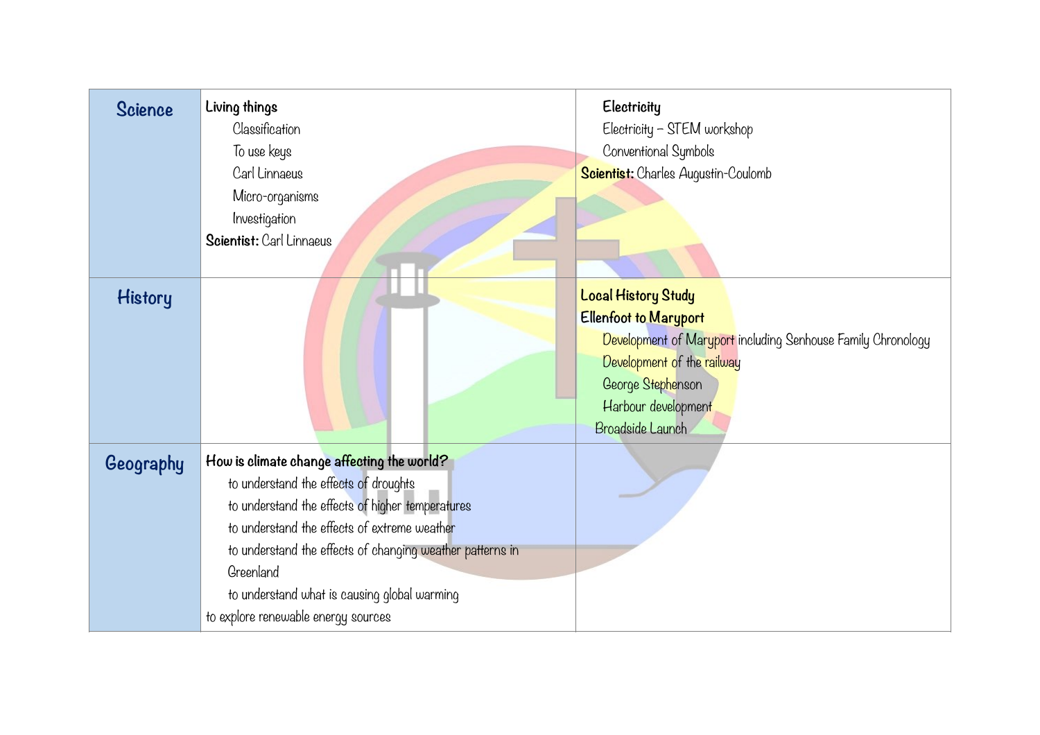| | | |
|---|---|---|
| **Science** | **Living things**<br>Classification<br>To use keys<br>Carl Linnaeus<br>Micro-organisms<br>Investigation<br>**Scientist:** Carl Linnaeus | **Electricity**<br>Electricity – STEM workshop<br>Conventional Symbols<br>**Scientist:** Charles Augustin-Coulomb |
| **History** | | **Local History Study**<br>**Ellenfoot to Maryport**<br>Development of Maryport including Senhouse Family Chronology<br>Development of the railway<br>George Stephenson<br>Harbour development<br>Broadside Launch |
| **Geography** | **How is climate change affecting the world?**<br>to understand the effects of droughts<br>to understand the effects of higher temperatures<br>to understand the effects of extreme weather<br>to understand the effects of changing weather patterns in Greenland<br>to understand what is causing global warming<br>to explore renewable energy sources | |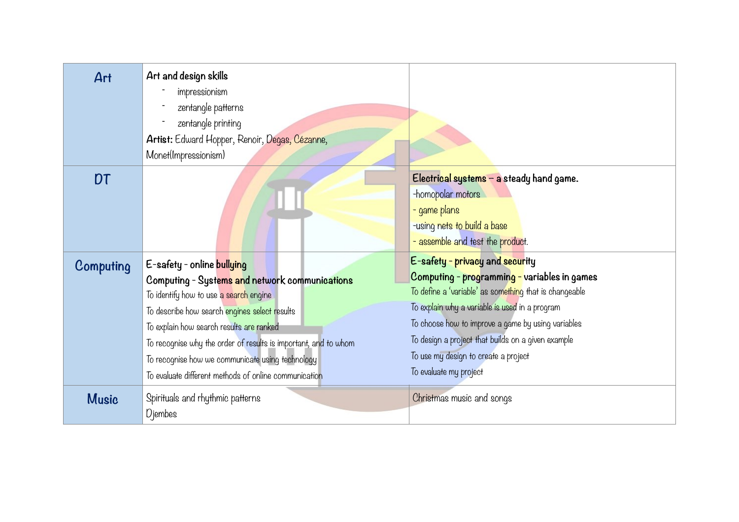| | | |
|---|---|---|
| **Art** | **Art and design skills**<br>- impressionism<br>- zentangle patterns<br>- zentangle printing<br>**Artist:** Edward Hopper, Renoir, Degas, Cézanne, Monet(Impressionism) | |
| **DT** | | **Electrical systems – a steady hand game.**<br>-homopolar motors<br>- game plans<br>-using nets to build a base<br>- assemble and test the product. |
| **Computing** | **E-safety - online bullying**<br>**Computing - Systems and network communications**<br>To identify how to use a search engine<br>To describe how search engines select results<br>To explain how search results are ranked<br>To recognise why the order of results is important, and to whom<br>To recognise how we communicate using technology<br>To evaluate different methods of online communication | **E-safety - privacy and security**<br>**Computing - programming - variables in games**<br>To define a 'variable' as something that is changeable<br>To explain why a variable is used in a program<br>To choose how to improve a game by using variables<br>To design a project that builds on a given example<br>To use my design to create a project<br>To evaluate my project |
| **Music** | Spirituals and rhythmic patterns<br>Djembes | Christmas music and songs |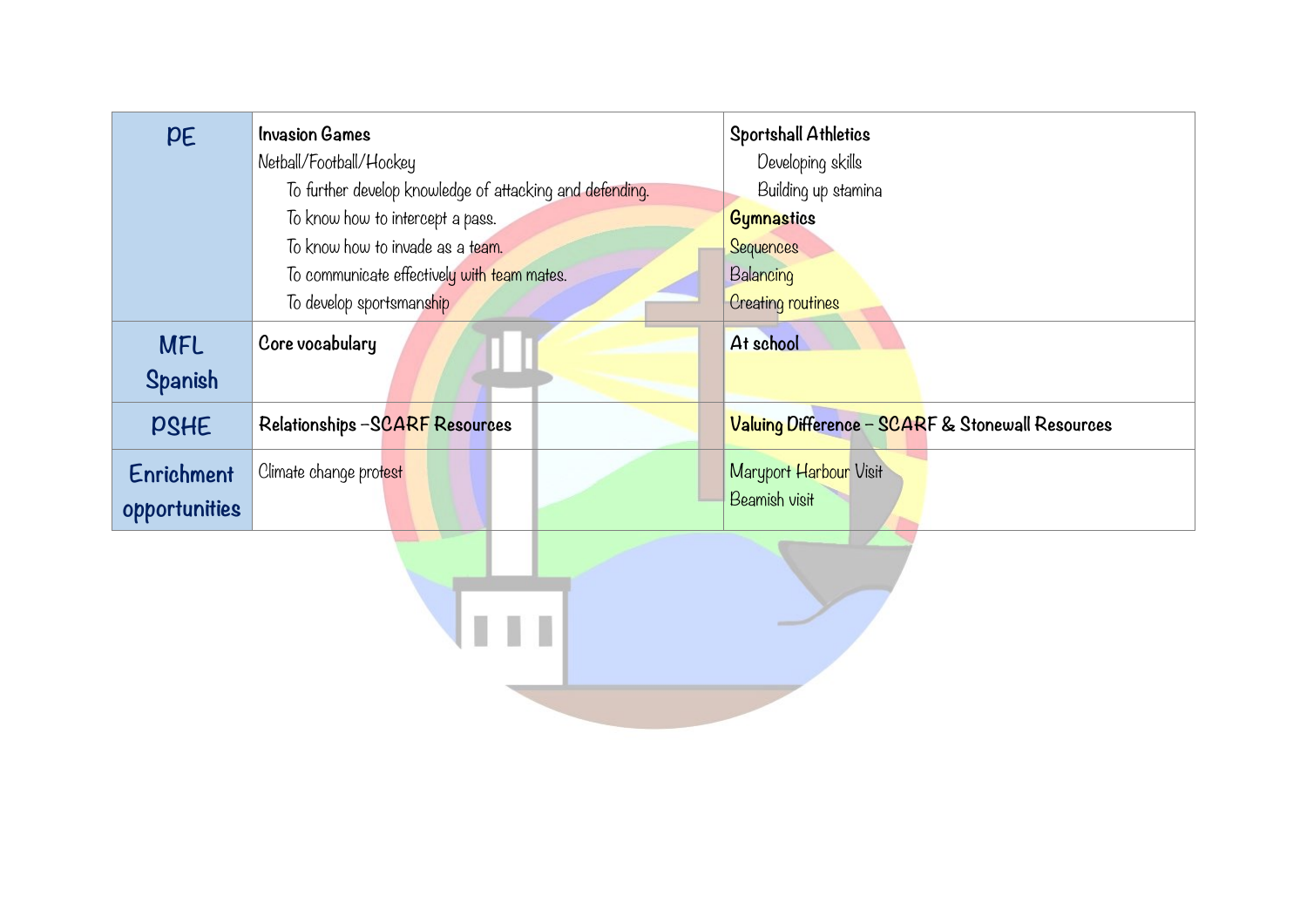| | | |
|---|---|---|
| **PE** | **Invasion Games**<br>Netball/Football/Hockey<br>To further develop knowledge of attacking and defending.<br>To know how to intercept a pass.<br>To know how to invade as a team.<br>To communicate effectively with team mates.<br>To develop sportsmanship | **Sportshall Athletics**<br>Developing skills<br>Building up stamina<br>**Gymnastics**<br>Sequences<br>Balancing<br>Creating routines |
| **MFL Spanish** | **Core vocabulary** | **At school** |
| **PSHE** | **Relationships –SCARF Resources** | **Valuing Difference – SCARF & Stonewall Resources** |
| **Enrichment opportunities** | Climate change protest | Maryport Harbour Visit<br>Beamish visit |